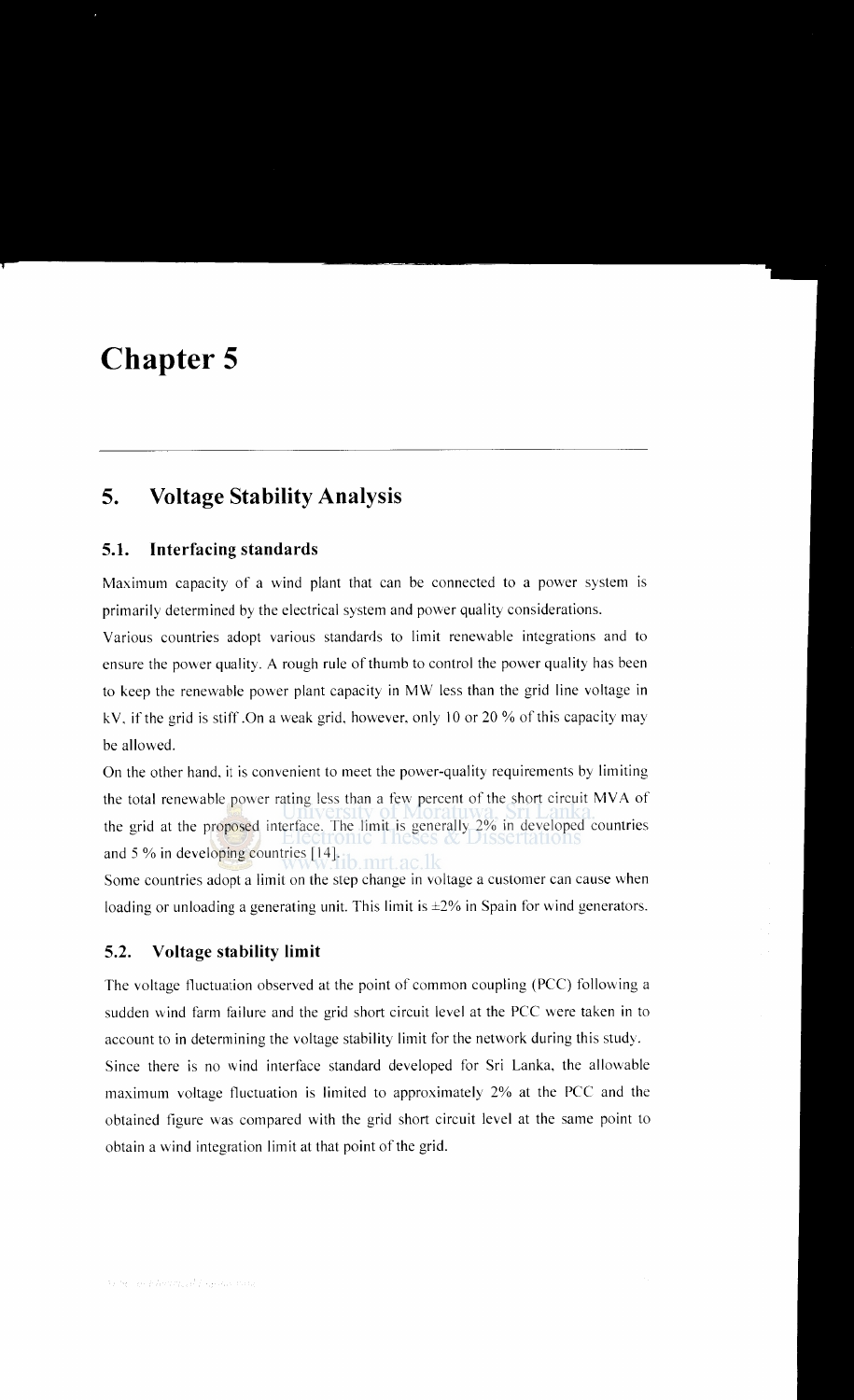# Chapter 5

## 5. Voltage Stability Analysis

### 5.1. Interfacing standards

Maximum capacity of a wind plant that can be connected to a power system is primarily determined by the electrical system and power quality considerations.

Various countries adopt various standards to limit renewable integrations and to ensure the power quality. A rough rule of thumb to control the power quality has been to keep the renewable power plant capacity in MW less than the grid line voltage in kV, if the grid is stiff .On a weak grid, however, only 10 or 20 % of this capacity may be allowed.

On the other hand, it is convenient to meet the power-quality requirements by limiting the total renewable power rating less than a few percent of the short circuit MVA of the grid at the proposed interface. The limit is generally 2% in developed countries and 5 % in developing countries [14].

Some countries adopt a limit on the step change in voltage a customer can cause when loading or unloading a generating unit. This limit is ±2% in Spain for wind generators.

### 5.2. Voltage stability limit

The voltage fluctuation observed at the point of common coupling (PCC) following a sudden wind farm failure and the grid short circuit level at the PCC were taken in to account to in determining the voltage stability limit for the network during this study.

Since there is no wind interface standard developed for Sri Lanka, the allowable maximum voltage fluctuation is limited to approximately 2% at the PCC and the obtained figure was compared with the grid short circuit level at the same point to obtain a wind integration limit at that point of the grid.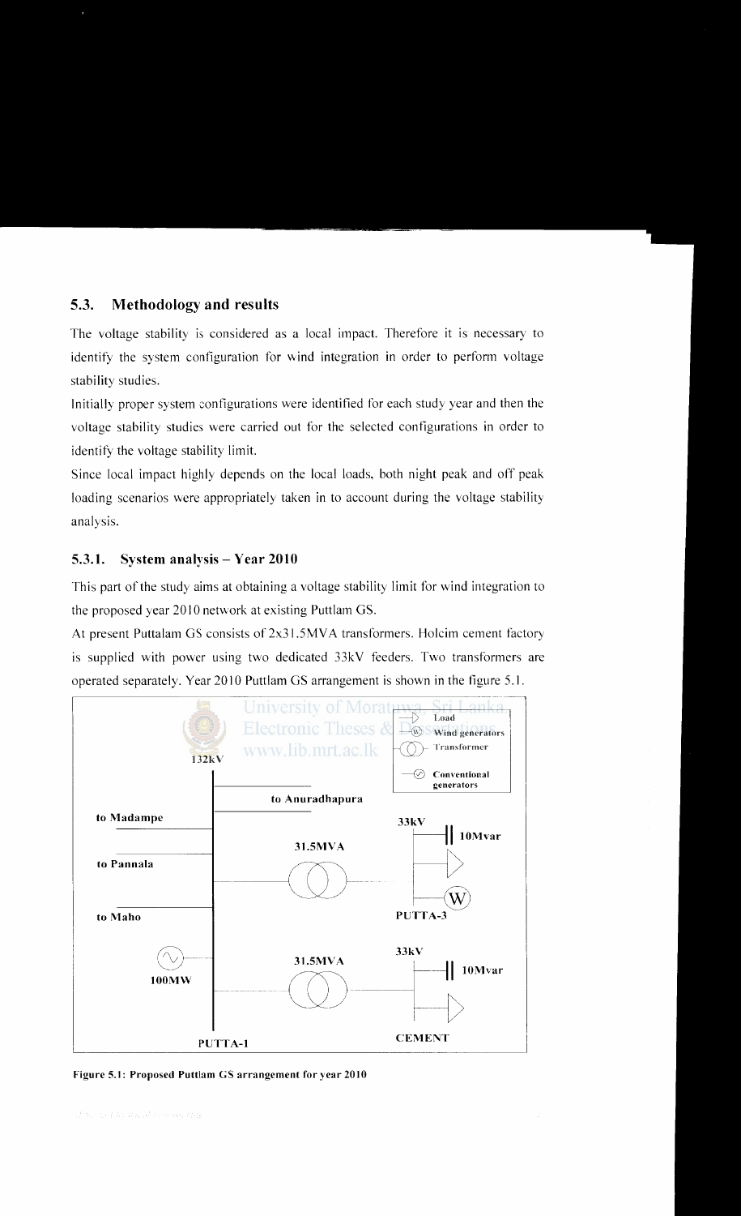### 5.3. Methodology and results

The voltage stability is considered as a local impact. Therefore it is necessary to identify the system configuration for wind integration in order to perform voltage stability studies.

Initially proper system configurations were identified for each study year and then the voltage stability studies were carried out for the selected configurations in order to identify the voltage stability limit.

Since local impact highly depends on the local loads, both night peak and off peak loading scenarios were appropriately taken in to account during the voltage stability analysis.

#### 5.3.1. System analysis – Year 2010

This part of the study aims at obtaining a voltage stability limit for wind integration to the proposed year 2010 network at existing Puttlam GS.

At present Puttalam GS consists of 2x31.5MVA transformers. Holcim cement factory is supplied with power using two dedicated 33kV feeders. Two transformers are operated separately. Year 2010 Puttlam GS arrangement is shown in the figure 5.1.

Figure 5.1: Proposed Puttlam GS arrangement for year 2010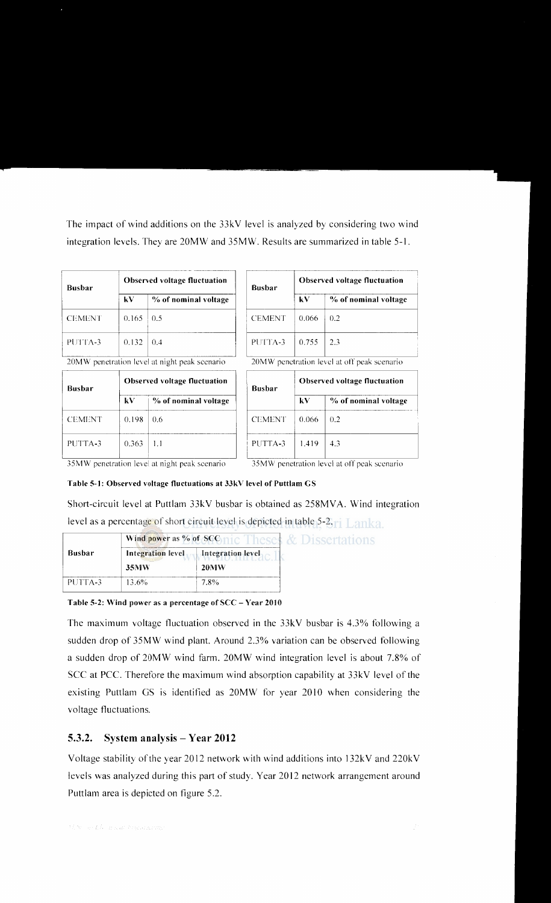The impact of wind additions on the 33kV level is analyzed by considering two wind integration levels. They are 20MW and 35MW. Results are summarized in table 5-1.

| Busbar | Observed voltage fluctuation | |
|---|---|---|
| | kV | % of nominal voltage |
| CEMENT | 0.165 | 0.5 |
| PUTTA-3 | 0.132 | 0.4 |

20MW penetration level at night peak scenario

| Busbar | Observed voltage fluctuation | |
|---|---|---|
| | kV | % of nominal voltage |
| CEMENT | 0.066 | 0.2 |
| PUTTA-3 | 0.755 | 2.3 |

20MW penetration level at off peak scenario

| Busbar | Observed voltage fluctuation | |
|---|---|---|
| | kV | % of nominal voltage |
| CEMENT | 0.198 | 0.6 |
| PUTTA-3 | 0.363 | 1.1 |

35MW penetration level at night peak scenario

| Busbar | Observed voltage fluctuation | |
|---|---|---|
| | kV | % of nominal voltage |
| CEMENT | 0.066 | 0.2 |
| PUTTA-3 | 1.419 | 4.3 |

35MW penetration level at off peak scenario

**Table 5-1: Observed voltage fluctuations at 33kV level of Puttlam GS**

Short-circuit level at Puttlam 33kV busbar is obtained as 258MVA. Wind integration level as a percentage of short circuit level is depicted in table 5-2.

| Busbar | Wind power as % of SCC | |
|---|---|---|
| | Integration level 35MW | Integration level 20MW |
| PUTTA-3 | 13.6% | 7.8% |

**Table 5-2: Wind power as a percentage of SCC – Year 2010**

The maximum voltage fluctuation observed in the 33kV busbar is 4.3% following a sudden drop of 35MW wind plant. Around 2.3% variation can be observed following a sudden drop of 20MW wind farm. 20MW wind integration level is about 7.8% of SCC at PCC. Therefore the maximum wind absorption capability at 33kV level of the existing Puttlam GS is identified as 20MW for year 2010 when considering the voltage fluctuations.

### 5.3.2. System analysis – Year 2012

Voltage stability of the year 2012 network with wind additions into 132kV and 220kV levels was analyzed during this part of study. Year 2012 network arrangement around Puttlam area is depicted on figure 5.2.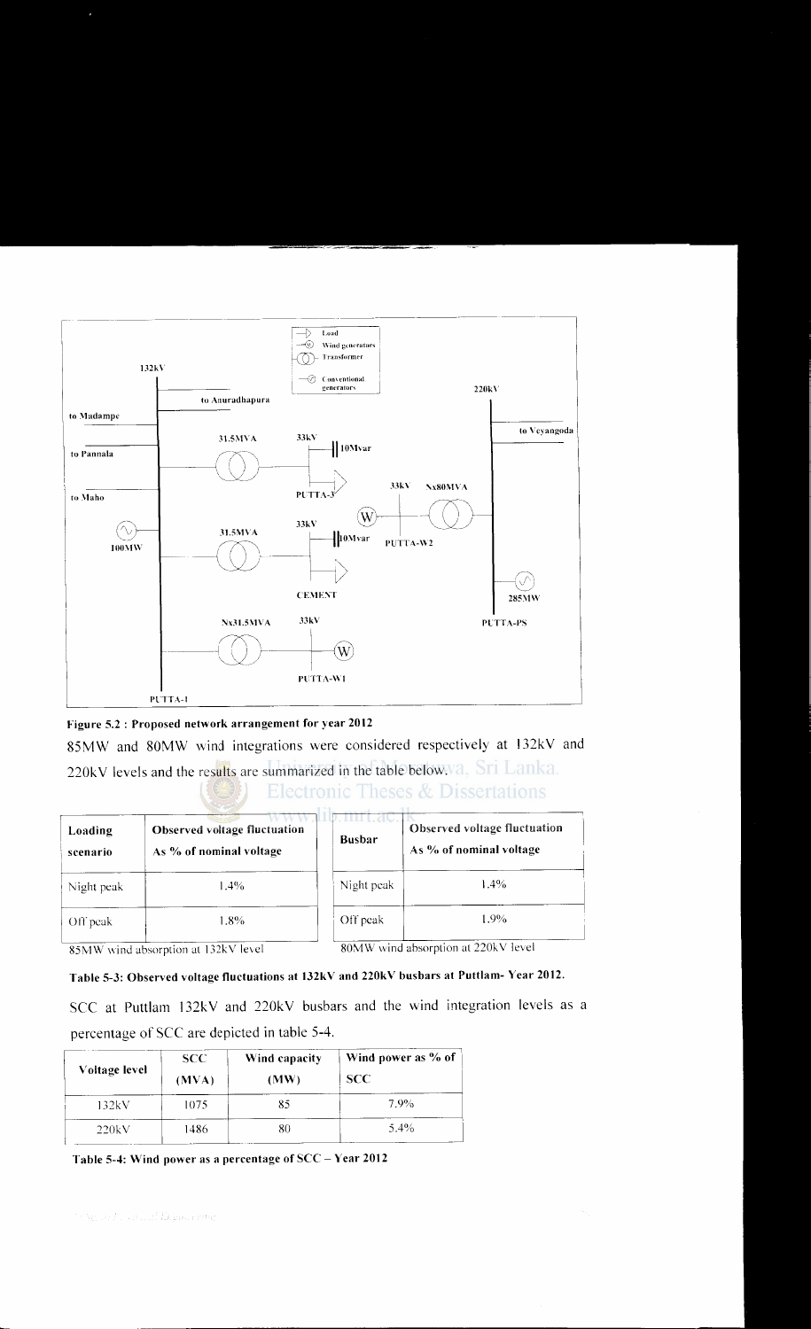**Figure 5.2 : Proposed network arrangement for year 2012**

85MW and 80MW wind integrations were considered respectively at 132kV and 220kV levels and the results are summarized in the table below.

| Loading scenario | Observed voltage fluctuation As % of nominal voltage |
|---|---|
| Night peak | 1.4% |
| Off peak | 1.8% |

85MW wind absorption at 132kV level

| Busbar | Observed voltage fluctuation As % of nominal voltage |
|---|---|
| Night peak | 1.4% |
| Off peak | 1.9% |

80MW wind absorption at 220kV level

**Table 5-3: Observed voltage fluctuations at 132kV and 220kV busbars at Puttlam- Year 2012.**

SCC at Puttlam 132kV and 220kV busbars and the wind integration levels as a percentage of SCC are depicted in table 5-4.

| Voltage level | SCC (MVA) | Wind capacity (MW) | Wind power as % of SCC |
|---|---|---|---|
| 132kV | 1075 | 85 | 7.9% |
| 220kV | 1486 | 80 | 5.4% |

**Table 5-4: Wind power as a percentage of SCC – Year 2012**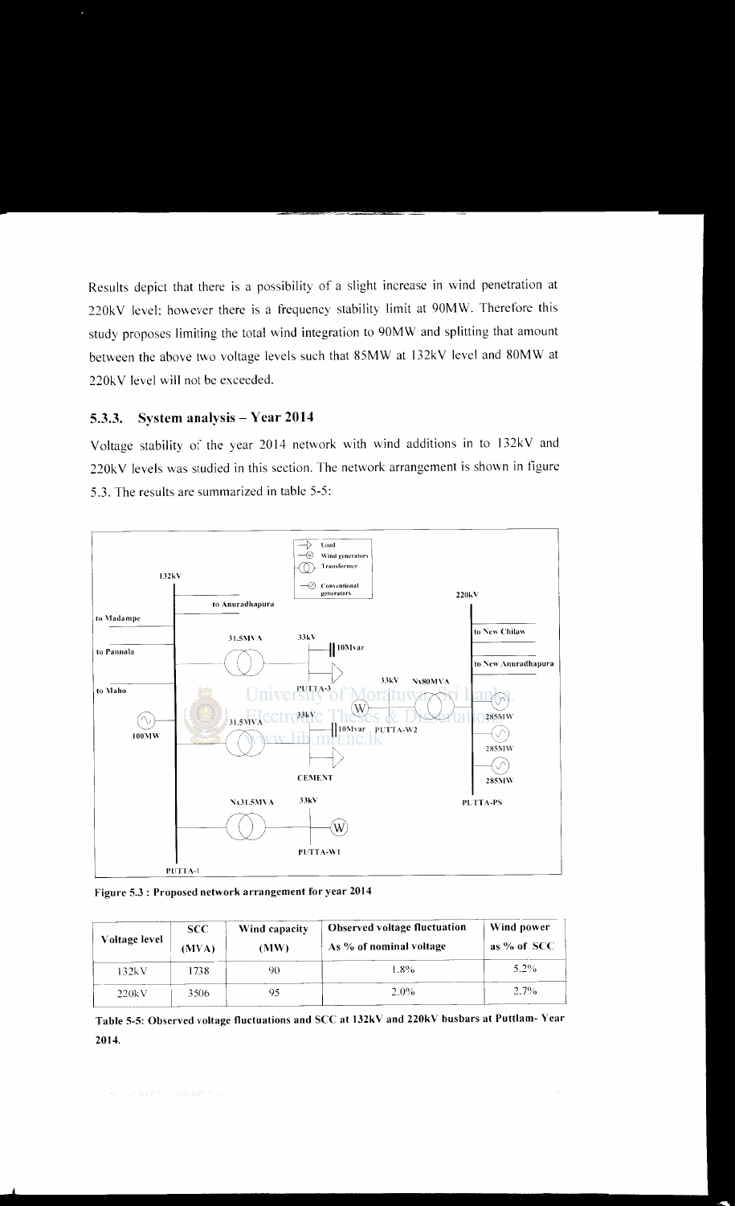Results depict that there is a possibility of a slight increase in wind penetration at 220kV level; however there is a frequency stability limit at 90MW. Therefore this study proposes limiting the total wind integration to 90MW and splitting that amount between the above two voltage levels such that 85MW at 132kV level and 80MW at 220kV level will not be exceeded.

### 5.3.3. System analysis – Year 2014

Voltage stability of the year 2014 network with wind additions in to 132kV and 220kV levels was studied in this section. The network arrangement is shown in figure 5.3. The results are summarized in table 5-5:

**Figure 5.3 : Proposed network arrangement for year 2014**

| Voltage level | SCC (MVA) | Wind capacity (MW) | Observed voltage fluctuation As % of nominal voltage | Wind power as % of SCC |
|---|---|---|---|---|
| 132kV | 1738 | 90 | 1.8% | 5.2% |
| 220kV | 3506 | 95 | 2.0% | 2.7% |

**Table 5-5: Observed voltage fluctuations and SCC at 132kV and 220kV busbars at Puttlam- Year 2014.**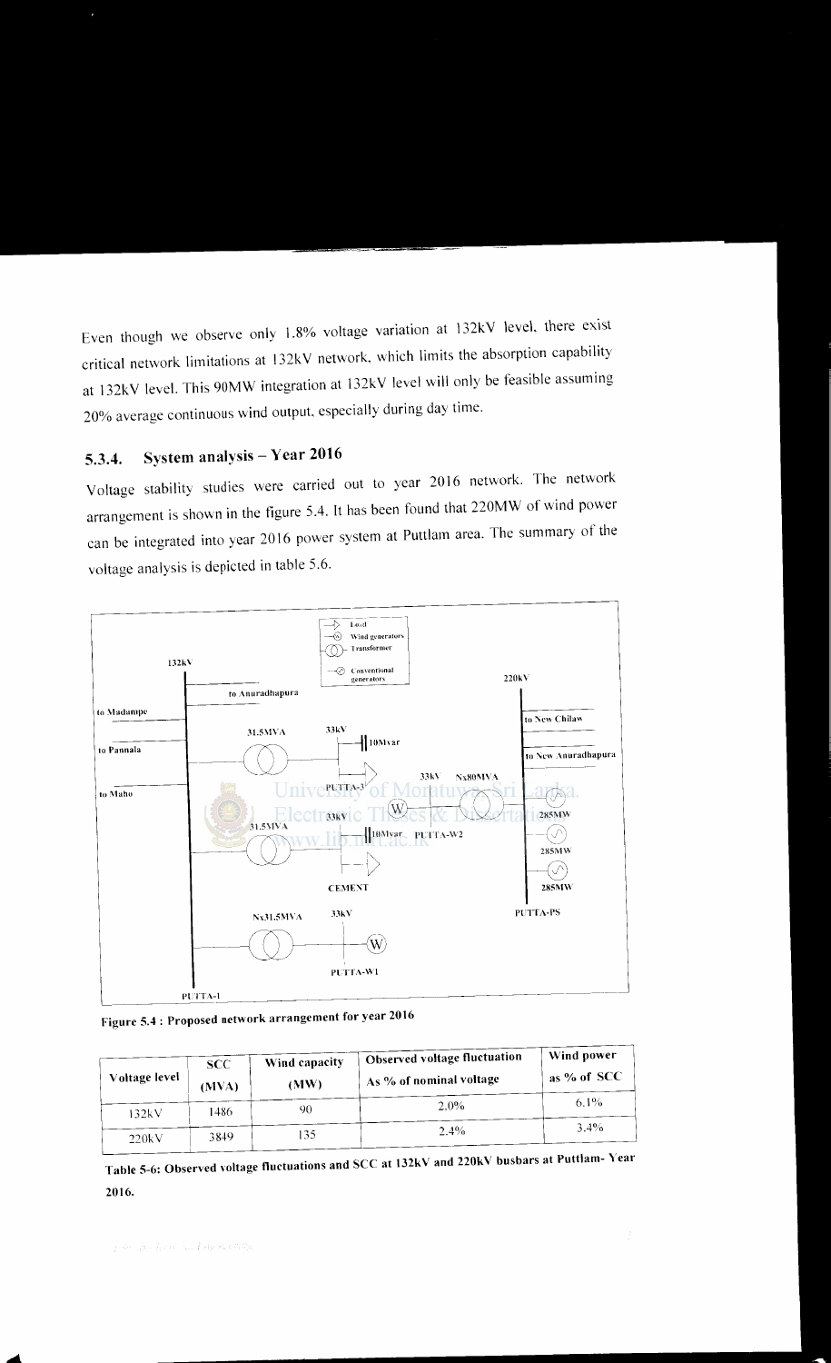Even though we observe only 1.8% voltage variation at 132kV level, there exist critical network limitations at 132kV network, which limits the absorption capability at 132kV level. This 90MW integration at 132kV level will only be feasible assuming 20% average continuous wind output, especially during day time.

### 5.3.4. System analysis – Year 2016

Voltage stability studies were carried out to year 2016 network. The network arrangement is shown in the figure 5.4. It has been found that 220MW of wind power can be integrated into year 2016 power system at Puttlam area. The summary of the voltage analysis is depicted in table 5.6.

**Figure 5.4 : Proposed network arrangement for year 2016**

| Voltage level | SCC (MVA) | Wind capacity (MW) | Observed voltage fluctuation As % of nominal voltage | Wind power as % of SCC |
|---|---|---|---|---|
| 132kV | 1486 | 90 | 2.0% | 6.1% |
| 220kV | 3849 | 135 | 2.4% | 3.4% |

**Table 5-6: Observed voltage fluctuations and SCC at 132kV and 220kV busbars at Puttlam- Year 2016.**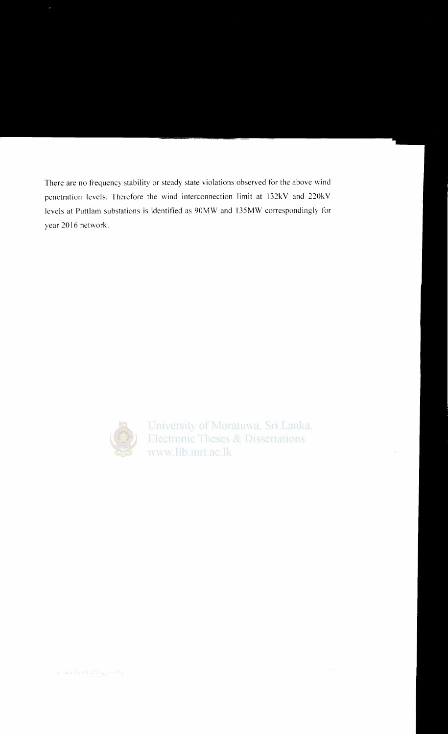There are no frequency stability or steady state violations observed for the above wind penetration levels. Therefore the wind interconnection limit at 132kV and 220kV levels at Puttlam substations is identified as 90MW and 135MW correspondingly for year 2016 network.